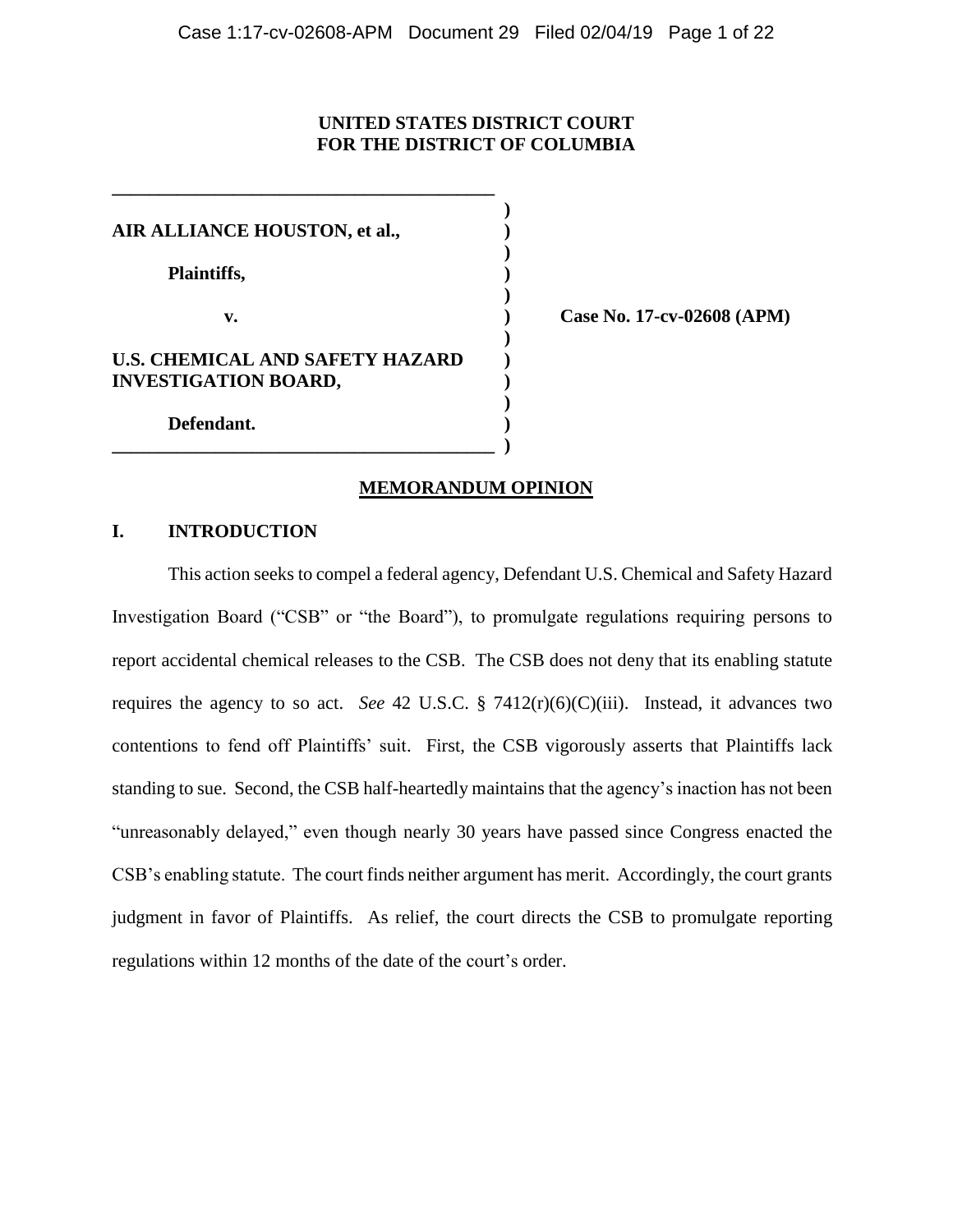**UNITED STATES DISTRICT COURT**
**FOR THE DISTRICT OF COLUMBIA**

| | |
|---|---|
| **AIR ALLIANCE HOUSTON, et al.,** | |
| **Plaintiffs,** | |
| **v.** | **Case No. 17-cv-02608 (APM)** |
| **U.S. CHEMICAL AND SAFETY HAZARD INVESTIGATION BOARD,** | |
| **Defendant.** | |

**MEMORANDUM OPINION**

## I. INTRODUCTION

This action seeks to compel a federal agency, Defendant U.S. Chemical and Safety Hazard Investigation Board ("CSB" or "the Board"), to promulgate regulations requiring persons to report accidental chemical releases to the CSB. The CSB does not deny that its enabling statute requires the agency to so act. *See* 42 U.S.C. § 7412(r)(6)(C)(iii). Instead, it advances two contentions to fend off Plaintiffs' suit. First, the CSB vigorously asserts that Plaintiffs lack standing to sue. Second, the CSB half-heartedly maintains that the agency's inaction has not been "unreasonably delayed," even though nearly 30 years have passed since Congress enacted the CSB's enabling statute. The court finds neither argument has merit. Accordingly, the court grants judgment in favor of Plaintiffs. As relief, the court directs the CSB to promulgate reporting regulations within 12 months of the date of the court's order.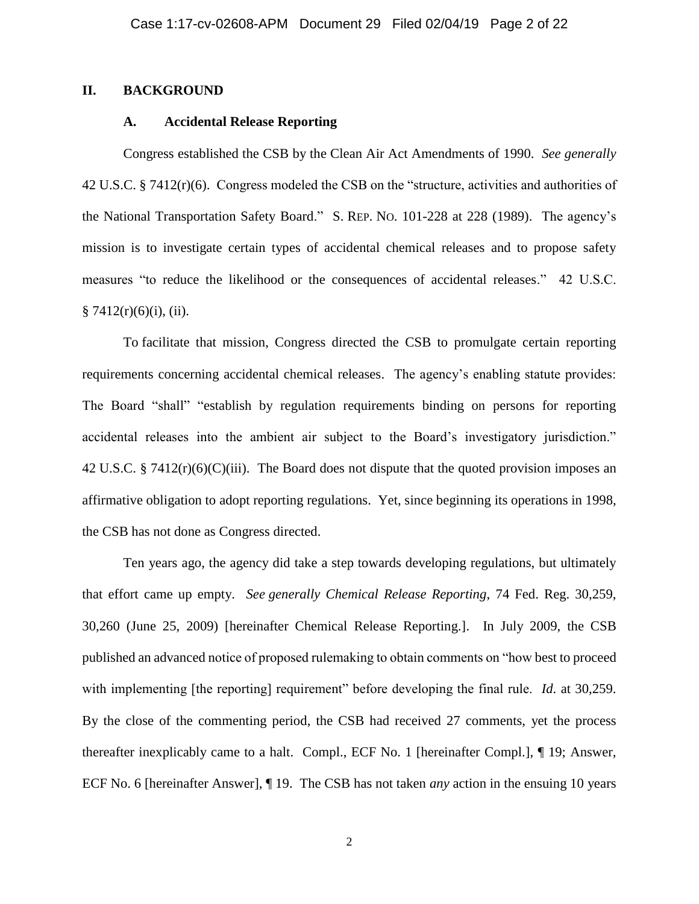## II. BACKGROUND

### A. Accidental Release Reporting

Congress established the CSB by the Clean Air Act Amendments of 1990. *See generally* 42 U.S.C. § 7412(r)(6). Congress modeled the CSB on the "structure, activities and authorities of the National Transportation Safety Board." S. REP. NO. 101-228 at 228 (1989). The agency's mission is to investigate certain types of accidental chemical releases and to propose safety measures "to reduce the likelihood or the consequences of accidental releases." 42 U.S.C. § 7412(r)(6)(i), (ii).

To facilitate that mission, Congress directed the CSB to promulgate certain reporting requirements concerning accidental chemical releases. The agency's enabling statute provides: The Board "shall" "establish by regulation requirements binding on persons for reporting accidental releases into the ambient air subject to the Board's investigatory jurisdiction." 42 U.S.C. § 7412(r)(6)(C)(iii). The Board does not dispute that the quoted provision imposes an affirmative obligation to adopt reporting regulations. Yet, since beginning its operations in 1998, the CSB has not done as Congress directed.

Ten years ago, the agency did take a step towards developing regulations, but ultimately that effort came up empty. *See generally Chemical Release Reporting*, 74 Fed. Reg. 30,259, 30,260 (June 25, 2009) [hereinafter Chemical Release Reporting.]. In July 2009, the CSB published an advanced notice of proposed rulemaking to obtain comments on "how best to proceed with implementing [the reporting] requirement" before developing the final rule. *Id*. at 30,259. By the close of the commenting period, the CSB had received 27 comments, yet the process thereafter inexplicably came to a halt. Compl., ECF No. 1 [hereinafter Compl.], ¶ 19; Answer, ECF No. 6 [hereinafter Answer], ¶ 19. The CSB has not taken *any* action in the ensuing 10 years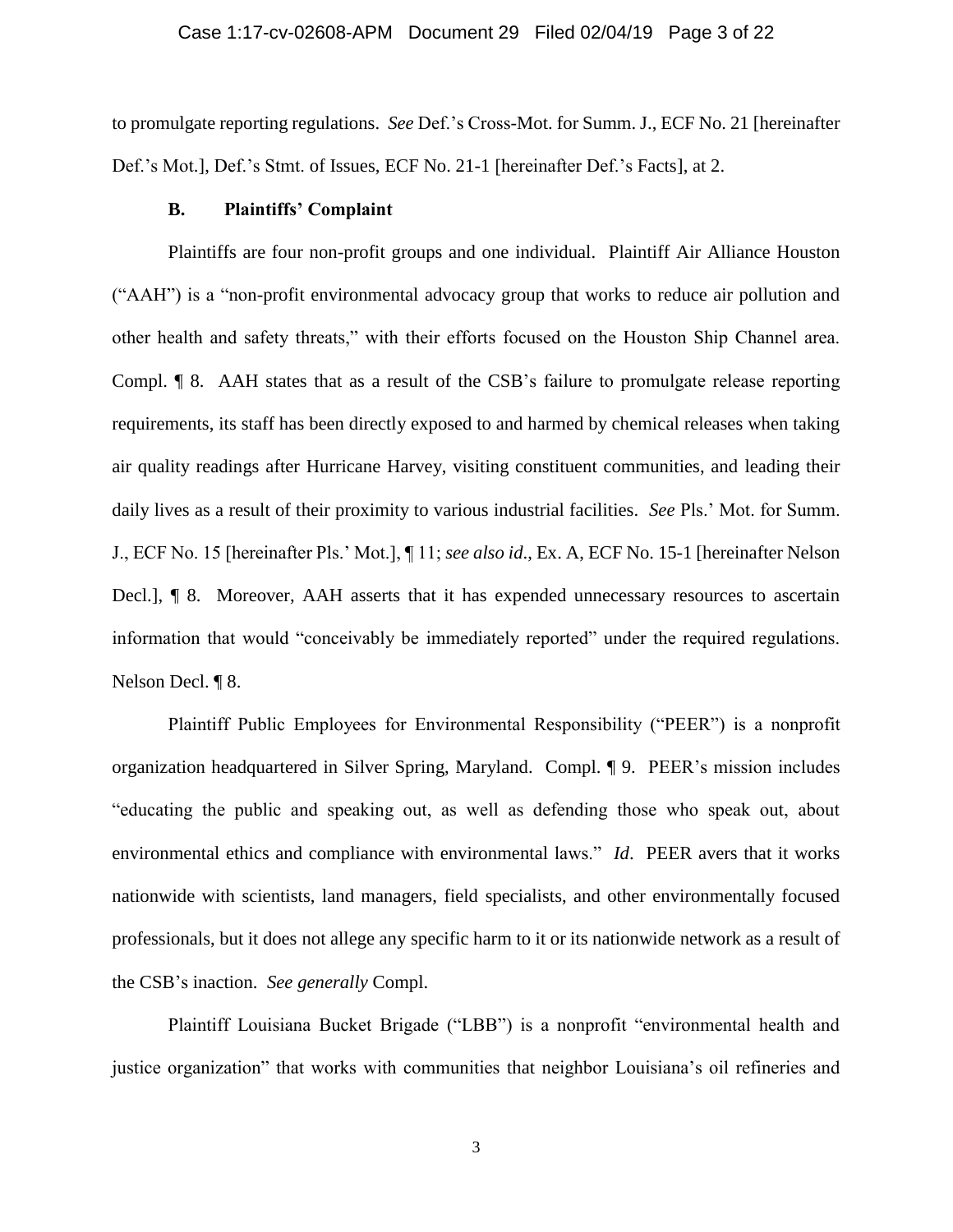to promulgate reporting regulations. *See* Def.'s Cross-Mot. for Summ. J., ECF No. 21 [hereinafter Def.'s Mot.], Def.'s Stmt. of Issues, ECF No. 21-1 [hereinafter Def.'s Facts], at 2.

### B. Plaintiffs' Complaint

Plaintiffs are four non-profit groups and one individual. Plaintiff Air Alliance Houston ("AAH") is a "non-profit environmental advocacy group that works to reduce air pollution and other health and safety threats," with their efforts focused on the Houston Ship Channel area. Compl. ¶ 8. AAH states that as a result of the CSB's failure to promulgate release reporting requirements, its staff has been directly exposed to and harmed by chemical releases when taking air quality readings after Hurricane Harvey, visiting constituent communities, and leading their daily lives as a result of their proximity to various industrial facilities. *See* Pls.' Mot. for Summ. J., ECF No. 15 [hereinafter Pls.' Mot.], ¶ 11; *see also id*., Ex. A, ECF No. 15-1 [hereinafter Nelson Decl.], ¶ 8. Moreover, AAH asserts that it has expended unnecessary resources to ascertain information that would "conceivably be immediately reported" under the required regulations. Nelson Decl. ¶ 8.

Plaintiff Public Employees for Environmental Responsibility ("PEER") is a nonprofit organization headquartered in Silver Spring, Maryland. Compl. ¶ 9. PEER's mission includes "educating the public and speaking out, as well as defending those who speak out, about environmental ethics and compliance with environmental laws." *Id*. PEER avers that it works nationwide with scientists, land managers, field specialists, and other environmentally focused professionals, but it does not allege any specific harm to it or its nationwide network as a result of the CSB's inaction. *See generally* Compl.

Plaintiff Louisiana Bucket Brigade ("LBB") is a nonprofit "environmental health and justice organization" that works with communities that neighbor Louisiana's oil refineries and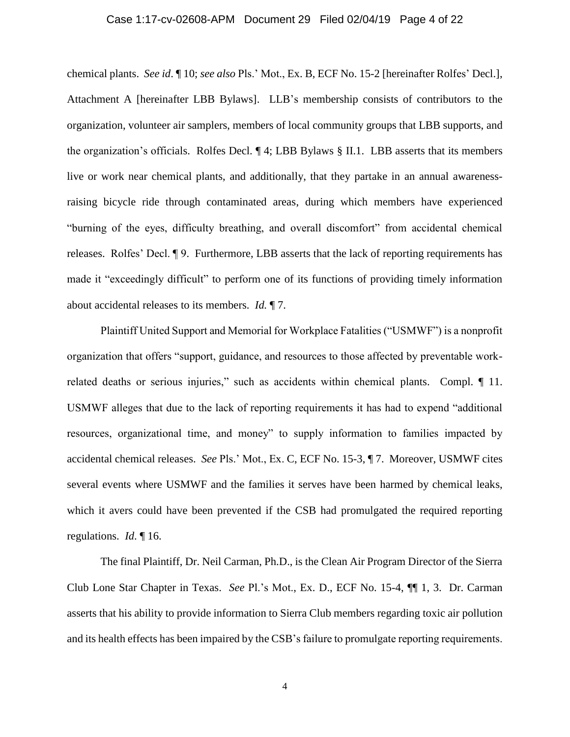chemical plants. *See id*. ¶ 10; *see also* Pls.' Mot., Ex. B, ECF No. 15-2 [hereinafter Rolfes' Decl.], Attachment A [hereinafter LBB Bylaws]. LLB's membership consists of contributors to the organization, volunteer air samplers, members of local community groups that LBB supports, and the organization's officials. Rolfes Decl. ¶ 4; LBB Bylaws § II.1. LBB asserts that its members live or work near chemical plants, and additionally, that they partake in an annual awareness-raising bicycle ride through contaminated areas, during which members have experienced "burning of the eyes, difficulty breathing, and overall discomfort" from accidental chemical releases. Rolfes' Decl. ¶ 9. Furthermore, LBB asserts that the lack of reporting requirements has made it "exceedingly difficult" to perform one of its functions of providing timely information about accidental releases to its members. *Id.* ¶ 7.

Plaintiff United Support and Memorial for Workplace Fatalities ("USMWF") is a nonprofit organization that offers "support, guidance, and resources to those affected by preventable work-related deaths or serious injuries," such as accidents within chemical plants. Compl. ¶ 11. USMWF alleges that due to the lack of reporting requirements it has had to expend "additional resources, organizational time, and money" to supply information to families impacted by accidental chemical releases. *See* Pls.' Mot., Ex. C, ECF No. 15-3, ¶ 7. Moreover, USMWF cites several events where USMWF and the families it serves have been harmed by chemical leaks, which it avers could have been prevented if the CSB had promulgated the required reporting regulations. *Id*. ¶ 16.

The final Plaintiff, Dr. Neil Carman, Ph.D., is the Clean Air Program Director of the Sierra Club Lone Star Chapter in Texas. *See* Pl.'s Mot., Ex. D., ECF No. 15-4, ¶¶ 1, 3. Dr. Carman asserts that his ability to provide information to Sierra Club members regarding toxic air pollution and its health effects has been impaired by the CSB's failure to promulgate reporting requirements.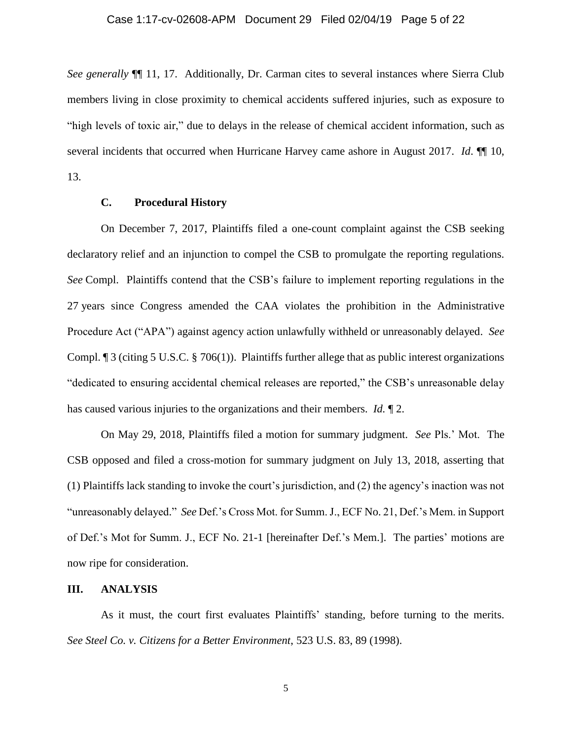*See generally* ¶¶ 11, 17. Additionally, Dr. Carman cites to several instances where Sierra Club members living in close proximity to chemical accidents suffered injuries, such as exposure to "high levels of toxic air," due to delays in the release of chemical accident information, such as several incidents that occurred when Hurricane Harvey came ashore in August 2017. *Id*. ¶¶ 10, 13.

### C. Procedural History

On December 7, 2017, Plaintiffs filed a one-count complaint against the CSB seeking declaratory relief and an injunction to compel the CSB to promulgate the reporting regulations. *See* Compl. Plaintiffs contend that the CSB's failure to implement reporting regulations in the 27 years since Congress amended the CAA violates the prohibition in the Administrative Procedure Act ("APA") against agency action unlawfully withheld or unreasonably delayed. *See* Compl. ¶ 3 (citing 5 U.S.C. § 706(1)). Plaintiffs further allege that as public interest organizations "dedicated to ensuring accidental chemical releases are reported," the CSB's unreasonable delay has caused various injuries to the organizations and their members. *Id.* ¶ 2.

On May 29, 2018, Plaintiffs filed a motion for summary judgment. *See* Pls.' Mot. The CSB opposed and filed a cross-motion for summary judgment on July 13, 2018, asserting that (1) Plaintiffs lack standing to invoke the court's jurisdiction, and (2) the agency's inaction was not "unreasonably delayed." *See* Def.'s Cross Mot. for Summ. J., ECF No. 21, Def.'s Mem. in Support of Def.'s Mot for Summ. J., ECF No. 21-1 [hereinafter Def.'s Mem.]. The parties' motions are now ripe for consideration.

## III. ANALYSIS

As it must, the court first evaluates Plaintiffs' standing, before turning to the merits. *See Steel Co. v. Citizens for a Better Environment*, 523 U.S. 83, 89 (1998).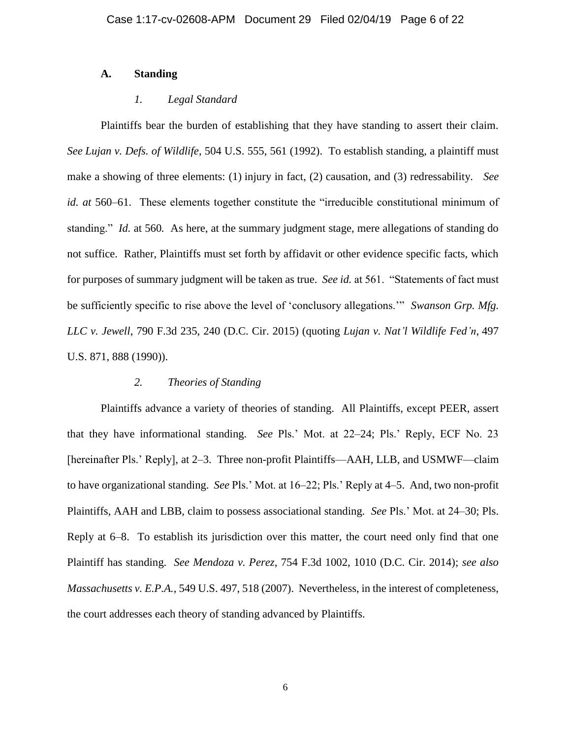### A. Standing

#### *1. Legal Standard*

Plaintiffs bear the burden of establishing that they have standing to assert their claim. *See Lujan v. Defs. of Wildlife*, 504 U.S. 555, 561 (1992). To establish standing, a plaintiff must make a showing of three elements: (1) injury in fact, (2) causation, and (3) redressability. *See id. at* 560–61. These elements together constitute the "irreducible constitutional minimum of standing." *Id.* at 560. As here, at the summary judgment stage, mere allegations of standing do not suffice. Rather, Plaintiffs must set forth by affidavit or other evidence specific facts, which for purposes of summary judgment will be taken as true. *See id.* at 561. "Statements of fact must be sufficiently specific to rise above the level of 'conclusory allegations.'" *Swanson Grp. Mfg. LLC v. Jewell*, 790 F.3d 235, 240 (D.C. Cir. 2015) (quoting *Lujan v. Nat'l Wildlife Fed'n*, 497 U.S. 871, 888 (1990)).

#### *2. Theories of Standing*

Plaintiffs advance a variety of theories of standing. All Plaintiffs, except PEER, assert that they have informational standing. *See* Pls.' Mot. at 22–24; Pls.' Reply, ECF No. 23 [hereinafter Pls.' Reply], at 2–3. Three non-profit Plaintiffs—AAH, LLB, and USMWF—claim to have organizational standing. *See* Pls.' Mot. at 16–22; Pls.' Reply at 4–5. And, two non-profit Plaintiffs, AAH and LBB, claim to possess associational standing. *See* Pls.' Mot. at 24–30; Pls. Reply at 6–8. To establish its jurisdiction over this matter, the court need only find that one Plaintiff has standing. *See Mendoza v. Perez*, 754 F.3d 1002, 1010 (D.C. Cir. 2014); *see also Massachusetts v. E.P.A.*, 549 U.S. 497, 518 (2007). Nevertheless, in the interest of completeness, the court addresses each theory of standing advanced by Plaintiffs.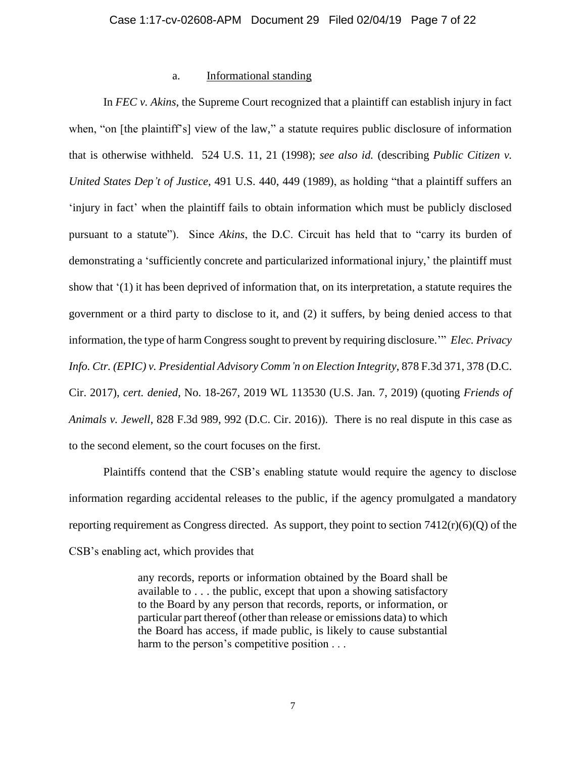a. <u>Informational standing</u>

In *FEC v. Akins*, the Supreme Court recognized that a plaintiff can establish injury in fact when, "on [the plaintiff's] view of the law," a statute requires public disclosure of information that is otherwise withheld. 524 U.S. 11, 21 (1998); *see also id.* (describing *Public Citizen v. United States Dep't of Justice*, 491 U.S. 440, 449 (1989), as holding "that a plaintiff suffers an 'injury in fact' when the plaintiff fails to obtain information which must be publicly disclosed pursuant to a statute"). Since *Akins*, the D.C. Circuit has held that to "carry its burden of demonstrating a 'sufficiently concrete and particularized informational injury,' the plaintiff must show that '(1) it has been deprived of information that, on its interpretation, a statute requires the government or a third party to disclose to it, and (2) it suffers, by being denied access to that information, the type of harm Congress sought to prevent by requiring disclosure.'" *Elec. Privacy Info. Ctr. (EPIC) v. Presidential Advisory Comm'n on Election Integrity*, 878 F.3d 371, 378 (D.C. Cir. 2017), *cert. denied*, No. 18-267, 2019 WL 113530 (U.S. Jan. 7, 2019) (quoting *Friends of Animals v. Jewell*, 828 F.3d 989, 992 (D.C. Cir. 2016)). There is no real dispute in this case as to the second element, so the court focuses on the first.

Plaintiffs contend that the CSB's enabling statute would require the agency to disclose information regarding accidental releases to the public, if the agency promulgated a mandatory reporting requirement as Congress directed. As support, they point to section 7412(r)(6)(Q) of the CSB's enabling act, which provides that

> any records, reports or information obtained by the Board shall be available to . . . the public, except that upon a showing satisfactory to the Board by any person that records, reports, or information, or particular part thereof (other than release or emissions data) to which the Board has access, if made public, is likely to cause substantial harm to the person's competitive position . . .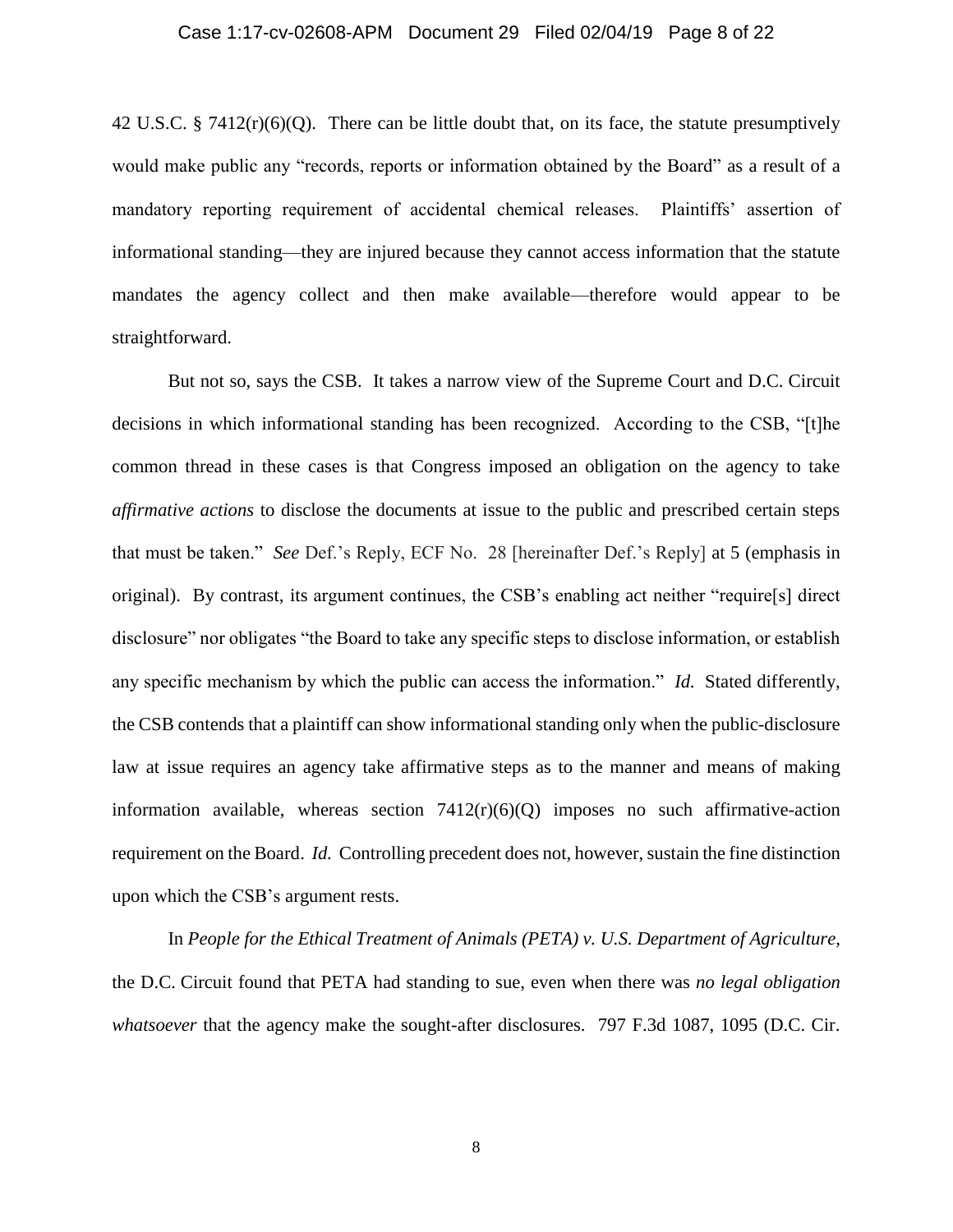42 U.S.C. § 7412(r)(6)(Q). There can be little doubt that, on its face, the statute presumptively would make public any "records, reports or information obtained by the Board" as a result of a mandatory reporting requirement of accidental chemical releases. Plaintiffs' assertion of informational standing—they are injured because they cannot access information that the statute mandates the agency collect and then make available—therefore would appear to be straightforward.

But not so, says the CSB. It takes a narrow view of the Supreme Court and D.C. Circuit decisions in which informational standing has been recognized. According to the CSB, "[t]he common thread in these cases is that Congress imposed an obligation on the agency to take *affirmative actions* to disclose the documents at issue to the public and prescribed certain steps that must be taken." *See* Def.'s Reply, ECF No. 28 [hereinafter Def.'s Reply] at 5 (emphasis in original). By contrast, its argument continues, the CSB's enabling act neither "require[s] direct disclosure" nor obligates "the Board to take any specific steps to disclose information, or establish any specific mechanism by which the public can access the information." *Id.* Stated differently, the CSB contends that a plaintiff can show informational standing only when the public-disclosure law at issue requires an agency take affirmative steps as to the manner and means of making information available, whereas section 7412(r)(6)(Q) imposes no such affirmative-action requirement on the Board. *Id.* Controlling precedent does not, however, sustain the fine distinction upon which the CSB's argument rests.

In *People for the Ethical Treatment of Animals (PETA) v. U.S. Department of Agriculture*, the D.C. Circuit found that PETA had standing to sue, even when there was *no legal obligation whatsoever* that the agency make the sought-after disclosures. 797 F.3d 1087, 1095 (D.C. Cir.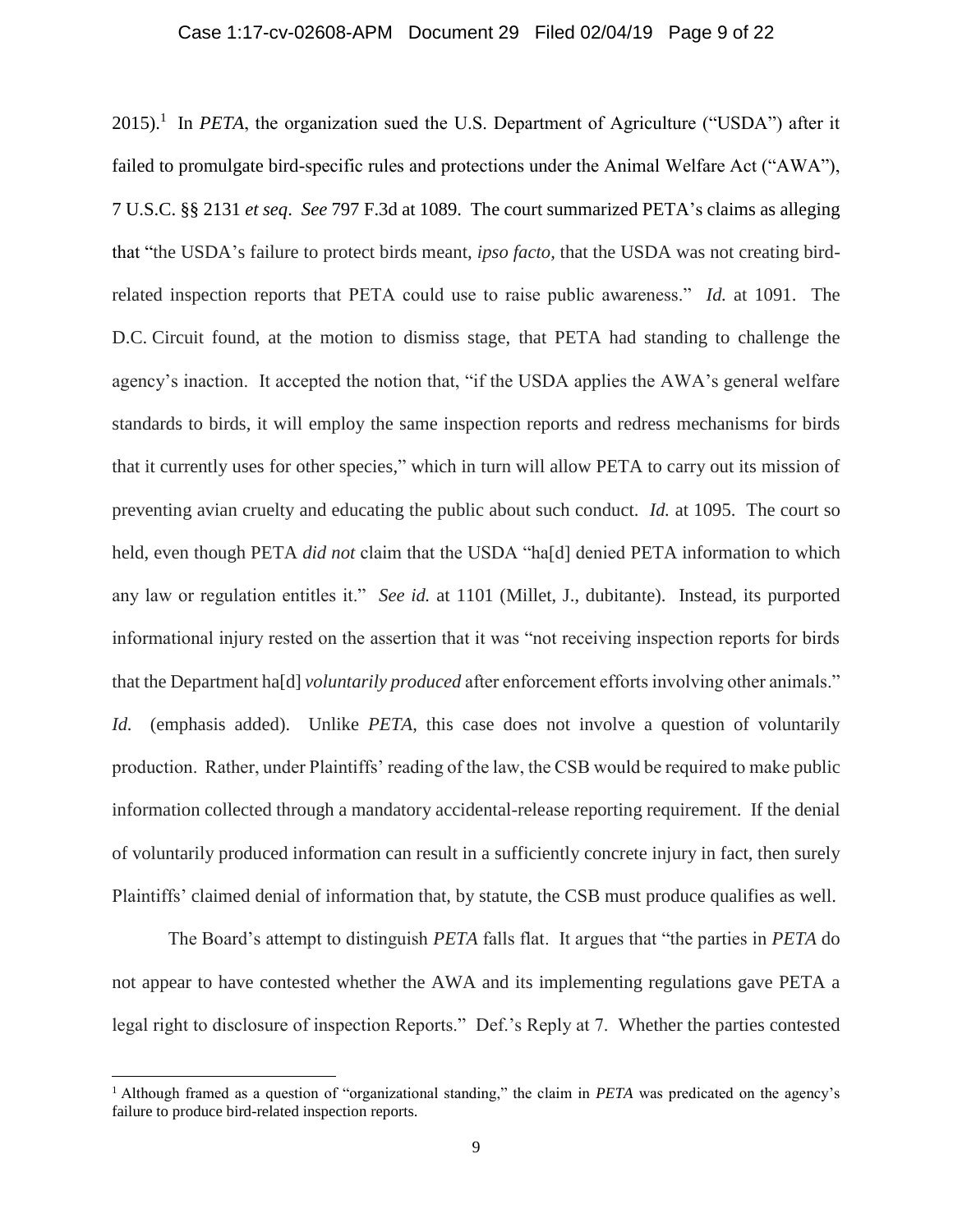2015).[1] In *PETA*, the organization sued the U.S. Department of Agriculture ("USDA") after it failed to promulgate bird-specific rules and protections under the Animal Welfare Act ("AWA"), 7 U.S.C. §§ 2131 *et seq*. *See* 797 F.3d at 1089. The court summarized PETA's claims as alleging that "the USDA's failure to protect birds meant, *ipso facto*, that the USDA was not creating bird-related inspection reports that PETA could use to raise public awareness." *Id.* at 1091. The D.C. Circuit found, at the motion to dismiss stage, that PETA had standing to challenge the agency's inaction. It accepted the notion that, "if the USDA applies the AWA's general welfare standards to birds, it will employ the same inspection reports and redress mechanisms for birds that it currently uses for other species," which in turn will allow PETA to carry out its mission of preventing avian cruelty and educating the public about such conduct. *Id.* at 1095. The court so held, even though PETA *did not* claim that the USDA "ha[d] denied PETA information to which any law or regulation entitles it." *See id.* at 1101 (Millet, J., dubitante). Instead, its purported informational injury rested on the assertion that it was "not receiving inspection reports for birds that the Department ha[d] *voluntarily produced* after enforcement efforts involving other animals." *Id.* (emphasis added). Unlike *PETA*, this case does not involve a question of voluntarily production. Rather, under Plaintiffs' reading of the law, the CSB would be required to make public information collected through a mandatory accidental-release reporting requirement. If the denial of voluntarily produced information can result in a sufficiently concrete injury in fact, then surely Plaintiffs' claimed denial of information that, by statute, the CSB must produce qualifies as well.

The Board's attempt to distinguish *PETA* falls flat. It argues that "the parties in *PETA* do not appear to have contested whether the AWA and its implementing regulations gave PETA a legal right to disclosure of inspection Reports." Def.'s Reply at 7. Whether the parties contested

---

[1] Although framed as a question of "organizational standing," the claim in *PETA* was predicated on the agency's failure to produce bird-related inspection reports.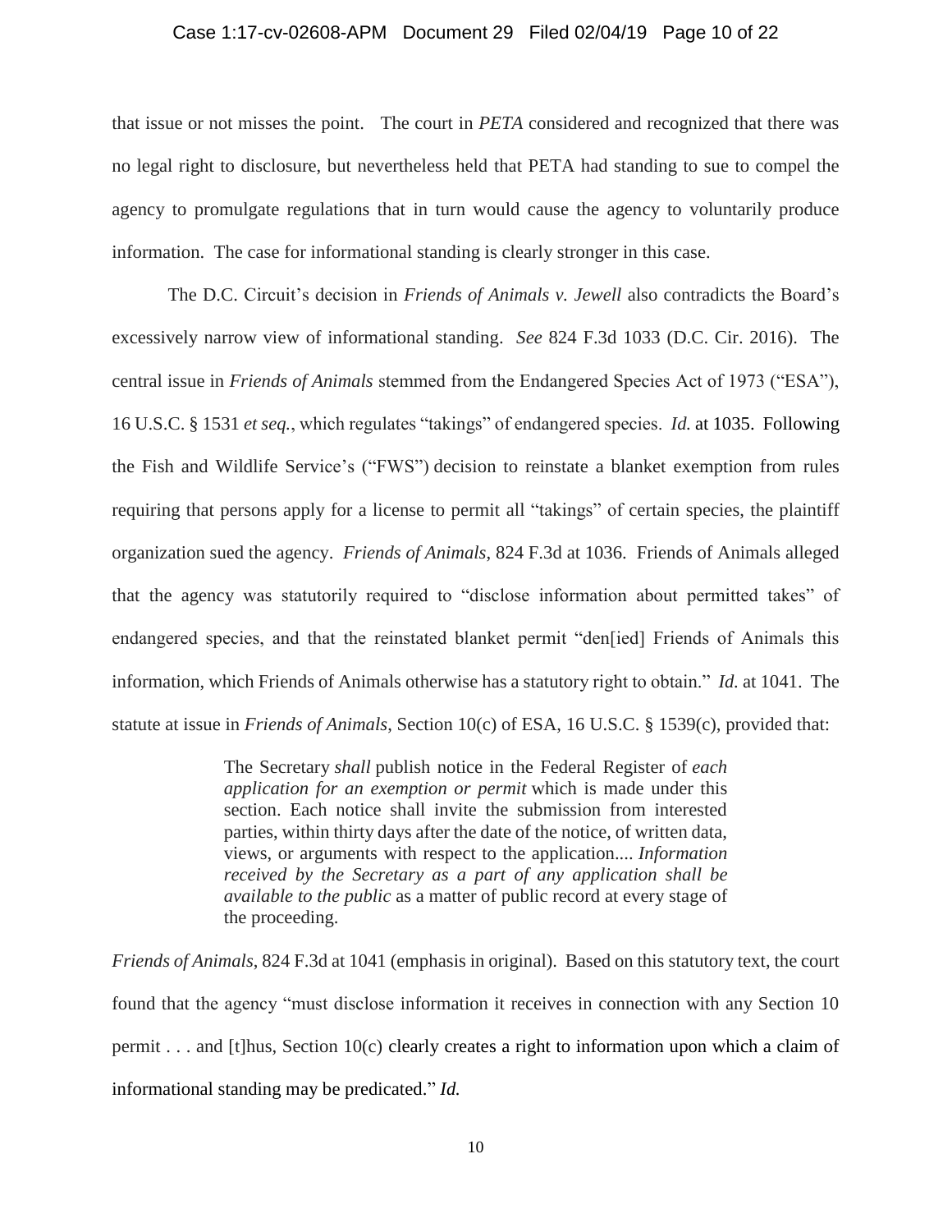that issue or not misses the point. The court in *PETA* considered and recognized that there was no legal right to disclosure, but nevertheless held that PETA had standing to sue to compel the agency to promulgate regulations that in turn would cause the agency to voluntarily produce information. The case for informational standing is clearly stronger in this case.

The D.C. Circuit's decision in *Friends of Animals v. Jewell* also contradicts the Board's excessively narrow view of informational standing. *See* 824 F.3d 1033 (D.C. Cir. 2016). The central issue in *Friends of Animals* stemmed from the Endangered Species Act of 1973 ("ESA"), 16 U.S.C. § 1531 *et seq.*, which regulates "takings" of endangered species. *Id.* at 1035. Following the Fish and Wildlife Service's ("FWS") decision to reinstate a blanket exemption from rules requiring that persons apply for a license to permit all "takings" of certain species, the plaintiff organization sued the agency. *Friends of Animals*, 824 F.3d at 1036. Friends of Animals alleged that the agency was statutorily required to "disclose information about permitted takes" of endangered species, and that the reinstated blanket permit "den[ied] Friends of Animals this information, which Friends of Animals otherwise has a statutory right to obtain." *Id.* at 1041. The statute at issue in *Friends of Animals*, Section 10(c) of ESA, 16 U.S.C. § 1539(c), provided that:

> The Secretary *shall* publish notice in the Federal Register of *each application for an exemption or permit* which is made under this section. Each notice shall invite the submission from interested parties, within thirty days after the date of the notice, of written data, views, or arguments with respect to the application.... *Information received by the Secretary as a part of any application shall be available to the public* as a matter of public record at every stage of the proceeding.

*Friends of Animals*, 824 F.3d at 1041 (emphasis in original). Based on this statutory text, the court found that the agency "must disclose information it receives in connection with any Section 10 permit . . . and [t]hus, Section 10(c) clearly creates a right to information upon which a claim of informational standing may be predicated." *Id.*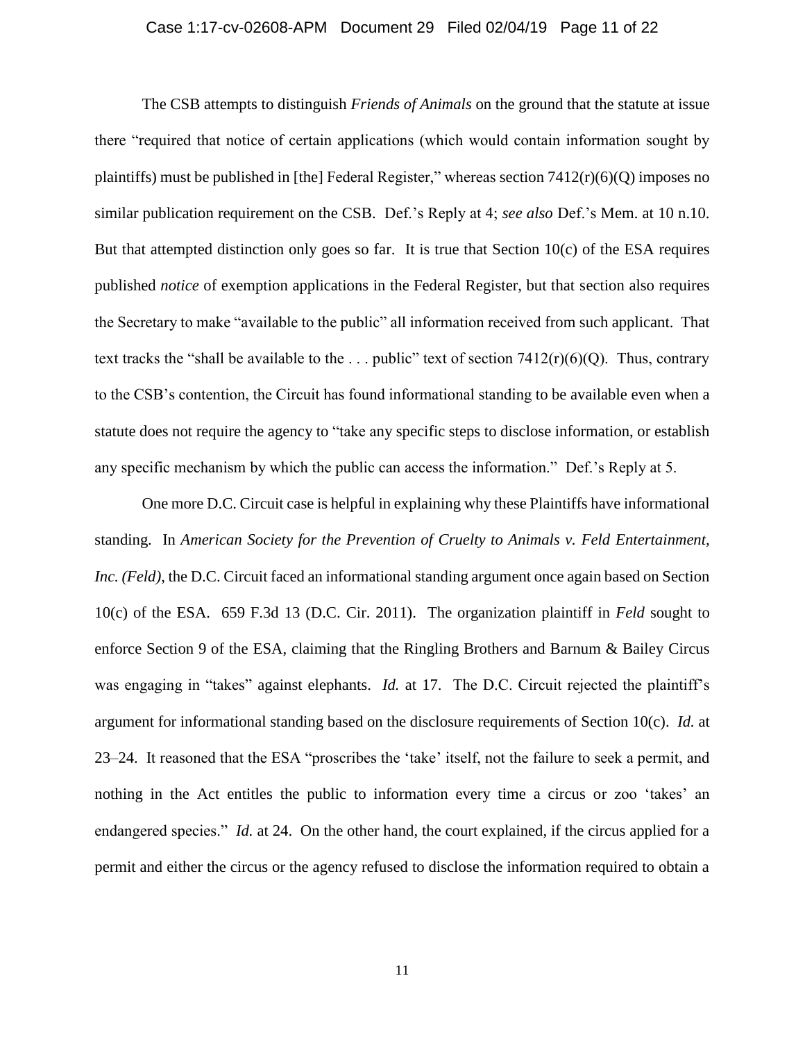The CSB attempts to distinguish *Friends of Animals* on the ground that the statute at issue there "required that notice of certain applications (which would contain information sought by plaintiffs) must be published in [the] Federal Register," whereas section 7412(r)(6)(Q) imposes no similar publication requirement on the CSB. Def.'s Reply at 4; *see also* Def.'s Mem. at 10 n.10. But that attempted distinction only goes so far. It is true that Section 10(c) of the ESA requires published *notice* of exemption applications in the Federal Register, but that section also requires the Secretary to make "available to the public" all information received from such applicant. That text tracks the "shall be available to the . . . public" text of section 7412(r)(6)(Q). Thus, contrary to the CSB's contention, the Circuit has found informational standing to be available even when a statute does not require the agency to "take any specific steps to disclose information, or establish any specific mechanism by which the public can access the information." Def.'s Reply at 5.

One more D.C. Circuit case is helpful in explaining why these Plaintiffs have informational standing. In *American Society for the Prevention of Cruelty to Animals v. Feld Entertainment, Inc. (Feld)*, the D.C. Circuit faced an informational standing argument once again based on Section 10(c) of the ESA. 659 F.3d 13 (D.C. Cir. 2011). The organization plaintiff in *Feld* sought to enforce Section 9 of the ESA, claiming that the Ringling Brothers and Barnum & Bailey Circus was engaging in "takes" against elephants. *Id.* at 17. The D.C. Circuit rejected the plaintiff's argument for informational standing based on the disclosure requirements of Section 10(c). *Id.* at 23–24. It reasoned that the ESA "proscribes the 'take' itself, not the failure to seek a permit, and nothing in the Act entitles the public to information every time a circus or zoo 'takes' an endangered species." *Id.* at 24. On the other hand, the court explained, if the circus applied for a permit and either the circus or the agency refused to disclose the information required to obtain a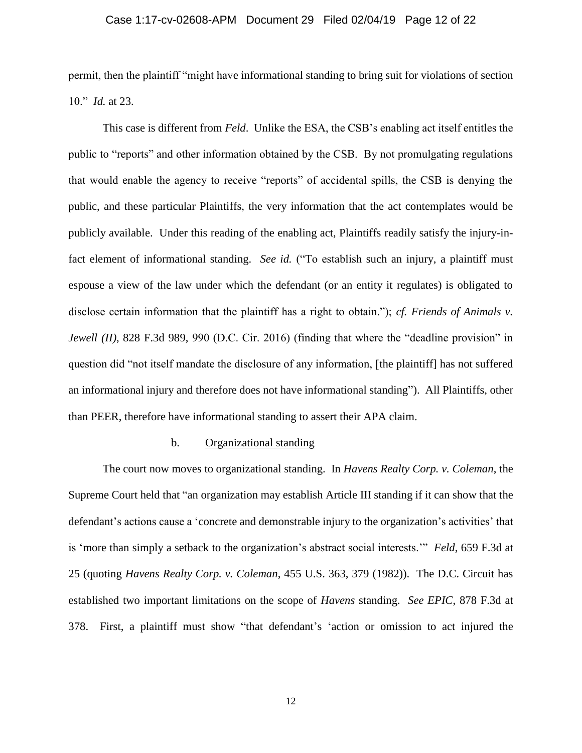permit, then the plaintiff "might have informational standing to bring suit for violations of section 10." *Id.* at 23.

This case is different from *Feld*. Unlike the ESA, the CSB's enabling act itself entitles the public to "reports" and other information obtained by the CSB. By not promulgating regulations that would enable the agency to receive "reports" of accidental spills, the CSB is denying the public, and these particular Plaintiffs, the very information that the act contemplates would be publicly available. Under this reading of the enabling act, Plaintiffs readily satisfy the injury-in-fact element of informational standing. *See id.* ("To establish such an injury, a plaintiff must espouse a view of the law under which the defendant (or an entity it regulates) is obligated to disclose certain information that the plaintiff has a right to obtain."); *cf. Friends of Animals v. Jewell (II)*, 828 F.3d 989, 990 (D.C. Cir. 2016) (finding that where the "deadline provision" in question did "not itself mandate the disclosure of any information, [the plaintiff] has not suffered an informational injury and therefore does not have informational standing"). All Plaintiffs, other than PEER, therefore have informational standing to assert their APA claim.

b. Organizational standing

The court now moves to organizational standing. In *Havens Realty Corp. v. Coleman*, the Supreme Court held that "an organization may establish Article III standing if it can show that the defendant's actions cause a 'concrete and demonstrable injury to the organization's activities' that is 'more than simply a setback to the organization's abstract social interests.'" *Feld*, 659 F.3d at 25 (quoting *Havens Realty Corp. v. Coleman*, 455 U.S. 363, 379 (1982)). The D.C. Circuit has established two important limitations on the scope of *Havens* standing. *See EPIC*, 878 F.3d at 378. First, a plaintiff must show "that defendant's 'action or omission to act injured the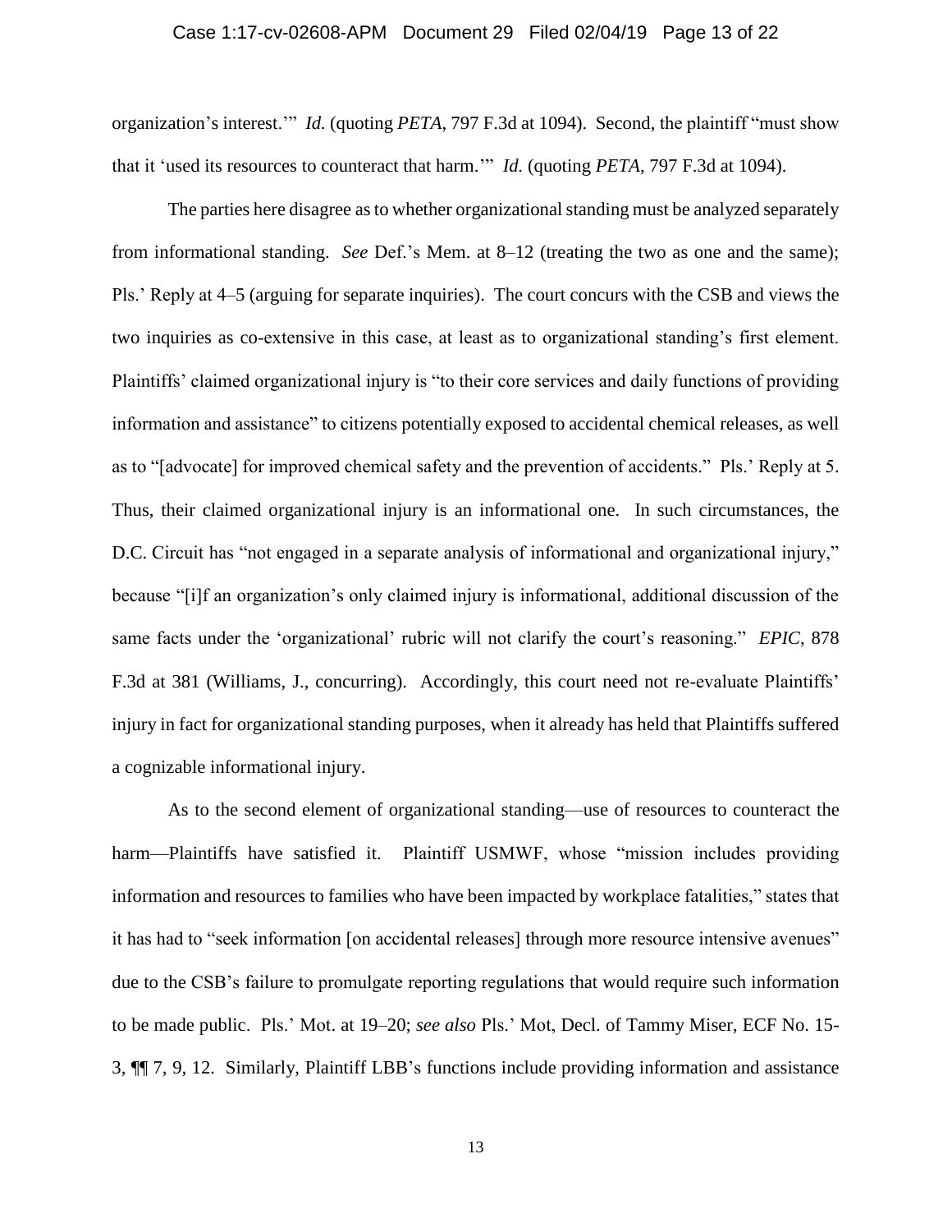organization's interest.'" *Id.* (quoting *PETA*, 797 F.3d at 1094). Second, the plaintiff "must show that it 'used its resources to counteract that harm.'" *Id.* (quoting *PETA*, 797 F.3d at 1094).

The parties here disagree as to whether organizational standing must be analyzed separately from informational standing. *See* Def.'s Mem. at 8–12 (treating the two as one and the same); Pls.' Reply at 4–5 (arguing for separate inquiries). The court concurs with the CSB and views the two inquiries as co-extensive in this case, at least as to organizational standing's first element. Plaintiffs' claimed organizational injury is "to their core services and daily functions of providing information and assistance" to citizens potentially exposed to accidental chemical releases, as well as to "[advocate] for improved chemical safety and the prevention of accidents." Pls.' Reply at 5. Thus, their claimed organizational injury is an informational one. In such circumstances, the D.C. Circuit has "not engaged in a separate analysis of informational and organizational injury," because "[i]f an organization's only claimed injury is informational, additional discussion of the same facts under the 'organizational' rubric will not clarify the court's reasoning." *EPIC*, 878 F.3d at 381 (Williams, J., concurring). Accordingly, this court need not re-evaluate Plaintiffs' injury in fact for organizational standing purposes, when it already has held that Plaintiffs suffered a cognizable informational injury.

As to the second element of organizational standing—use of resources to counteract the harm—Plaintiffs have satisfied it. Plaintiff USMWF, whose "mission includes providing information and resources to families who have been impacted by workplace fatalities," states that it has had to "seek information [on accidental releases] through more resource intensive avenues" due to the CSB's failure to promulgate reporting regulations that would require such information to be made public. Pls.' Mot. at 19–20; *see also* Pls.' Mot, Decl. of Tammy Miser, ECF No. 15-3, ¶¶ 7, 9, 12. Similarly, Plaintiff LBB's functions include providing information and assistance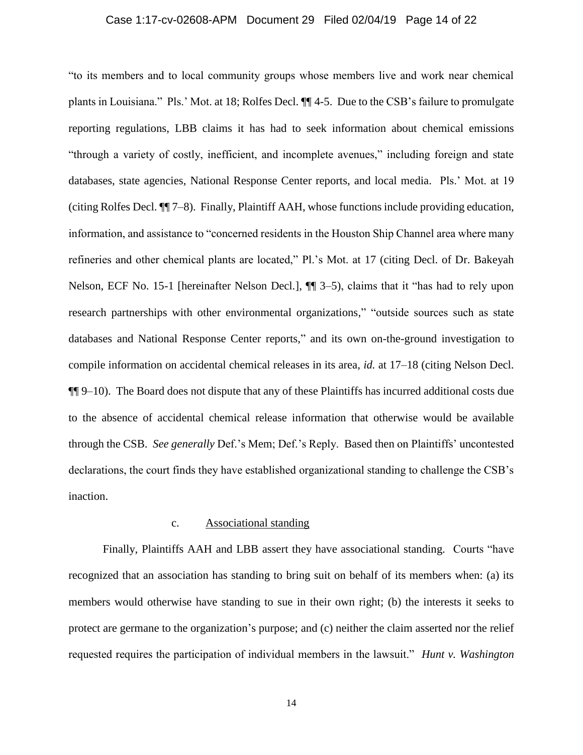"to its members and to local community groups whose members live and work near chemical plants in Louisiana." Pls.' Mot. at 18; Rolfes Decl. ¶¶ 4-5. Due to the CSB's failure to promulgate reporting regulations, LBB claims it has had to seek information about chemical emissions "through a variety of costly, inefficient, and incomplete avenues," including foreign and state databases, state agencies, National Response Center reports, and local media. Pls.' Mot. at 19 (citing Rolfes Decl. ¶¶ 7–8). Finally, Plaintiff AAH, whose functions include providing education, information, and assistance to "concerned residents in the Houston Ship Channel area where many refineries and other chemical plants are located," Pl.'s Mot. at 17 (citing Decl. of Dr. Bakeyah Nelson, ECF No. 15-1 [hereinafter Nelson Decl.], ¶¶ 3–5), claims that it "has had to rely upon research partnerships with other environmental organizations," "outside sources such as state databases and National Response Center reports," and its own on-the-ground investigation to compile information on accidental chemical releases in its area, *id.* at 17–18 (citing Nelson Decl. ¶¶ 9–10). The Board does not dispute that any of these Plaintiffs has incurred additional costs due to the absence of accidental chemical release information that otherwise would be available through the CSB. *See generally* Def.'s Mem; Def.'s Reply. Based then on Plaintiffs' uncontested declarations, the court finds they have established organizational standing to challenge the CSB's inaction.

c. <u>Associational standing</u>

Finally, Plaintiffs AAH and LBB assert they have associational standing. Courts "have recognized that an association has standing to bring suit on behalf of its members when: (a) its members would otherwise have standing to sue in their own right; (b) the interests it seeks to protect are germane to the organization's purpose; and (c) neither the claim asserted nor the relief requested requires the participation of individual members in the lawsuit." *Hunt v. Washington*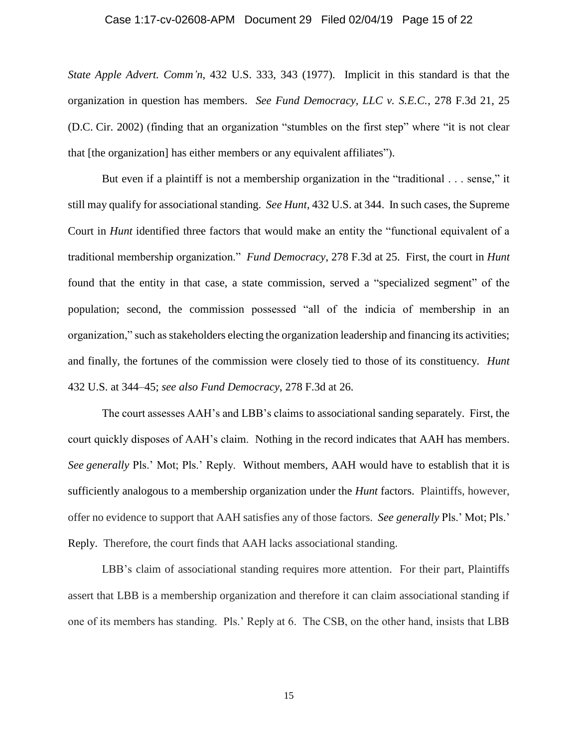*State Apple Advert. Comm'n*, 432 U.S. 333, 343 (1977). Implicit in this standard is that the organization in question has members. *See Fund Democracy, LLC v. S.E.C.*, 278 F.3d 21, 25 (D.C. Cir. 2002) (finding that an organization "stumbles on the first step" where "it is not clear that [the organization] has either members or any equivalent affiliates").

But even if a plaintiff is not a membership organization in the "traditional . . . sense," it still may qualify for associational standing. *See Hunt*, 432 U.S. at 344. In such cases, the Supreme Court in *Hunt* identified three factors that would make an entity the "functional equivalent of a traditional membership organization." *Fund Democracy*, 278 F.3d at 25. First, the court in *Hunt* found that the entity in that case, a state commission, served a "specialized segment" of the population; second, the commission possessed "all of the indicia of membership in an organization," such as stakeholders electing the organization leadership and financing its activities; and finally, the fortunes of the commission were closely tied to those of its constituency. *Hunt* 432 U.S. at 344–45; *see also Fund Democracy*, 278 F.3d at 26.

The court assesses AAH's and LBB's claims to associational sanding separately. First, the court quickly disposes of AAH's claim. Nothing in the record indicates that AAH has members. *See generally* Pls.' Mot; Pls.' Reply. Without members, AAH would have to establish that it is sufficiently analogous to a membership organization under the *Hunt* factors. Plaintiffs, however, offer no evidence to support that AAH satisfies any of those factors. *See generally* Pls.' Mot; Pls.' Reply. Therefore, the court finds that AAH lacks associational standing.

LBB's claim of associational standing requires more attention. For their part, Plaintiffs assert that LBB is a membership organization and therefore it can claim associational standing if one of its members has standing. Pls.' Reply at 6. The CSB, on the other hand, insists that LBB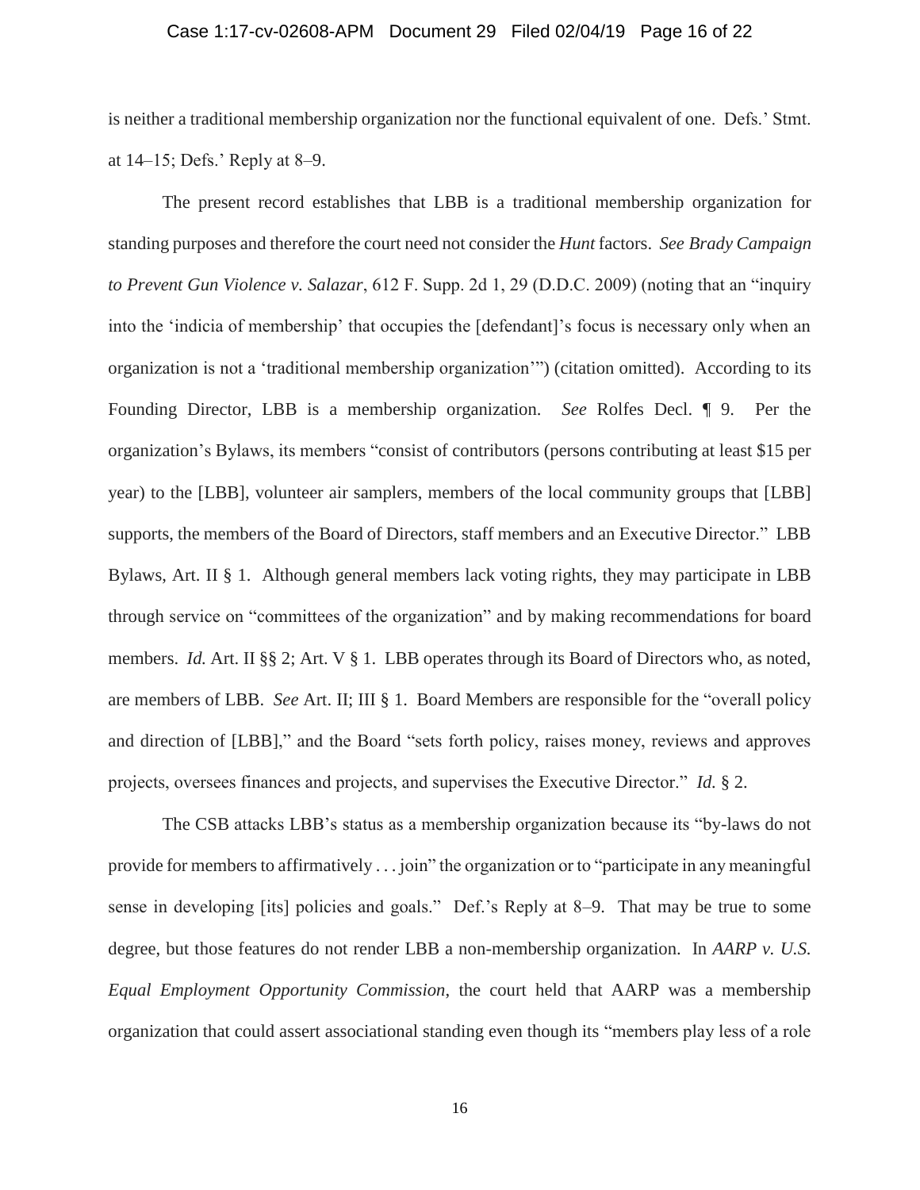is neither a traditional membership organization nor the functional equivalent of one. Defs.' Stmt. at 14–15; Defs.' Reply at 8–9.

The present record establishes that LBB is a traditional membership organization for standing purposes and therefore the court need not consider the *Hunt* factors. *See Brady Campaign to Prevent Gun Violence v. Salazar*, 612 F. Supp. 2d 1, 29 (D.D.C. 2009) (noting that an "inquiry into the 'indicia of membership' that occupies the [defendant]'s focus is necessary only when an organization is not a 'traditional membership organization'") (citation omitted). According to its Founding Director, LBB is a membership organization. *See* Rolfes Decl. ¶ 9. Per the organization's Bylaws, its members "consist of contributors (persons contributing at least $15 per year) to the [LBB], volunteer air samplers, members of the local community groups that [LBB] supports, the members of the Board of Directors, staff members and an Executive Director." LBB Bylaws, Art. II § 1. Although general members lack voting rights, they may participate in LBB through service on "committees of the organization" and by making recommendations for board members. *Id.* Art. II §§ 2; Art. V § 1. LBB operates through its Board of Directors who, as noted, are members of LBB. *See* Art. II; III § 1. Board Members are responsible for the "overall policy and direction of [LBB]," and the Board "sets forth policy, raises money, reviews and approves projects, oversees finances and projects, and supervises the Executive Director." *Id.* § 2.

The CSB attacks LBB's status as a membership organization because its "by-laws do not provide for members to affirmatively . . . join" the organization or to "participate in any meaningful sense in developing [its] policies and goals." Def.'s Reply at 8–9. That may be true to some degree, but those features do not render LBB a non-membership organization. In *AARP v. U.S. Equal Employment Opportunity Commission*, the court held that AARP was a membership organization that could assert associational standing even though its "members play less of a role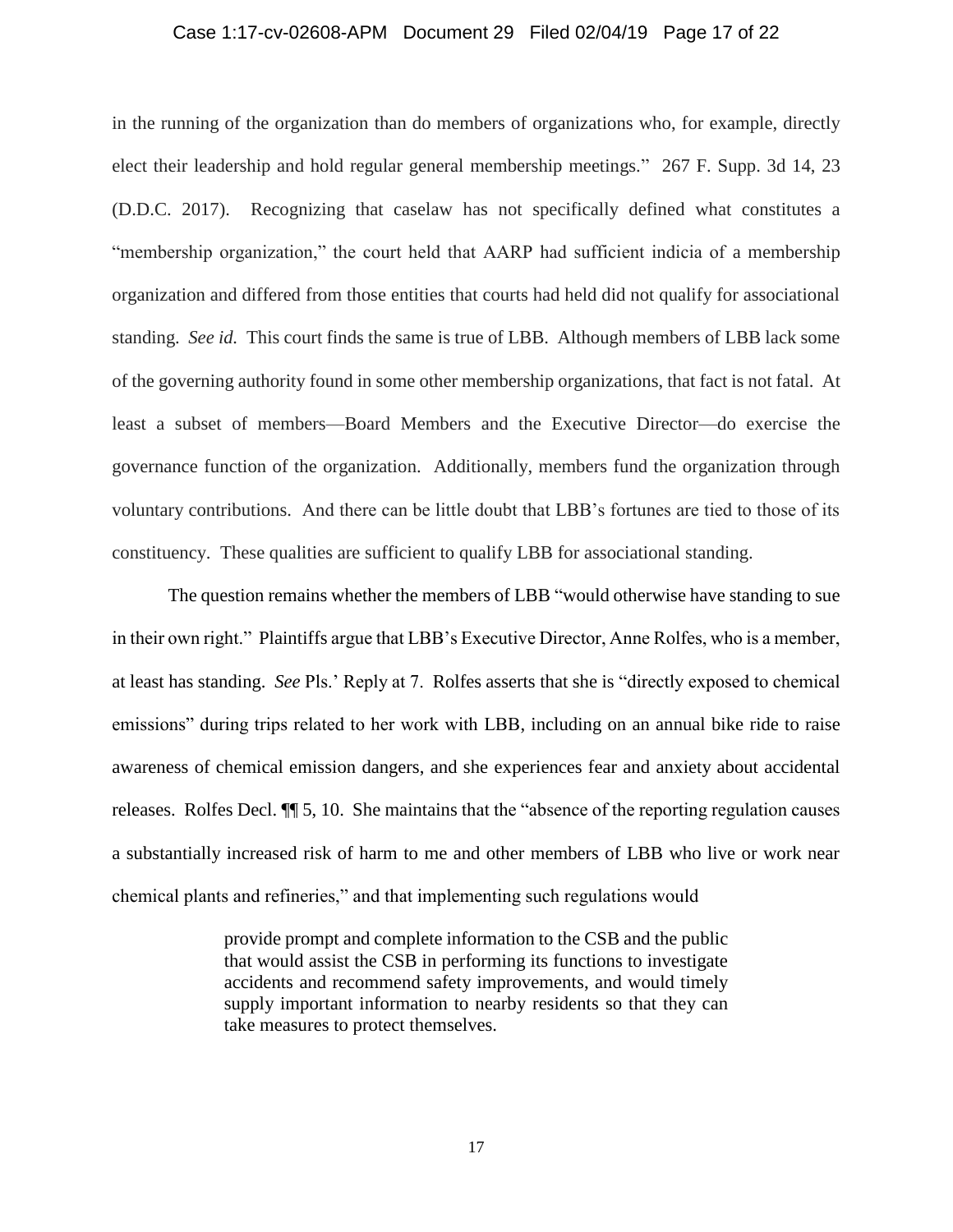in the running of the organization than do members of organizations who, for example, directly elect their leadership and hold regular general membership meetings." 267 F. Supp. 3d 14, 23 (D.D.C. 2017). Recognizing that caselaw has not specifically defined what constitutes a "membership organization," the court held that AARP had sufficient indicia of a membership organization and differed from those entities that courts had held did not qualify for associational standing. *See id.* This court finds the same is true of LBB. Although members of LBB lack some of the governing authority found in some other membership organizations, that fact is not fatal. At least a subset of members—Board Members and the Executive Director—do exercise the governance function of the organization. Additionally, members fund the organization through voluntary contributions. And there can be little doubt that LBB's fortunes are tied to those of its constituency. These qualities are sufficient to qualify LBB for associational standing.

The question remains whether the members of LBB "would otherwise have standing to sue in their own right." Plaintiffs argue that LBB's Executive Director, Anne Rolfes, who is a member, at least has standing. *See* Pls.' Reply at 7. Rolfes asserts that she is "directly exposed to chemical emissions" during trips related to her work with LBB, including on an annual bike ride to raise awareness of chemical emission dangers, and she experiences fear and anxiety about accidental releases. Rolfes Decl. ¶¶ 5, 10. She maintains that the "absence of the reporting regulation causes a substantially increased risk of harm to me and other members of LBB who live or work near chemical plants and refineries," and that implementing such regulations would

> provide prompt and complete information to the CSB and the public that would assist the CSB in performing its functions to investigate accidents and recommend safety improvements, and would timely supply important information to nearby residents so that they can take measures to protect themselves.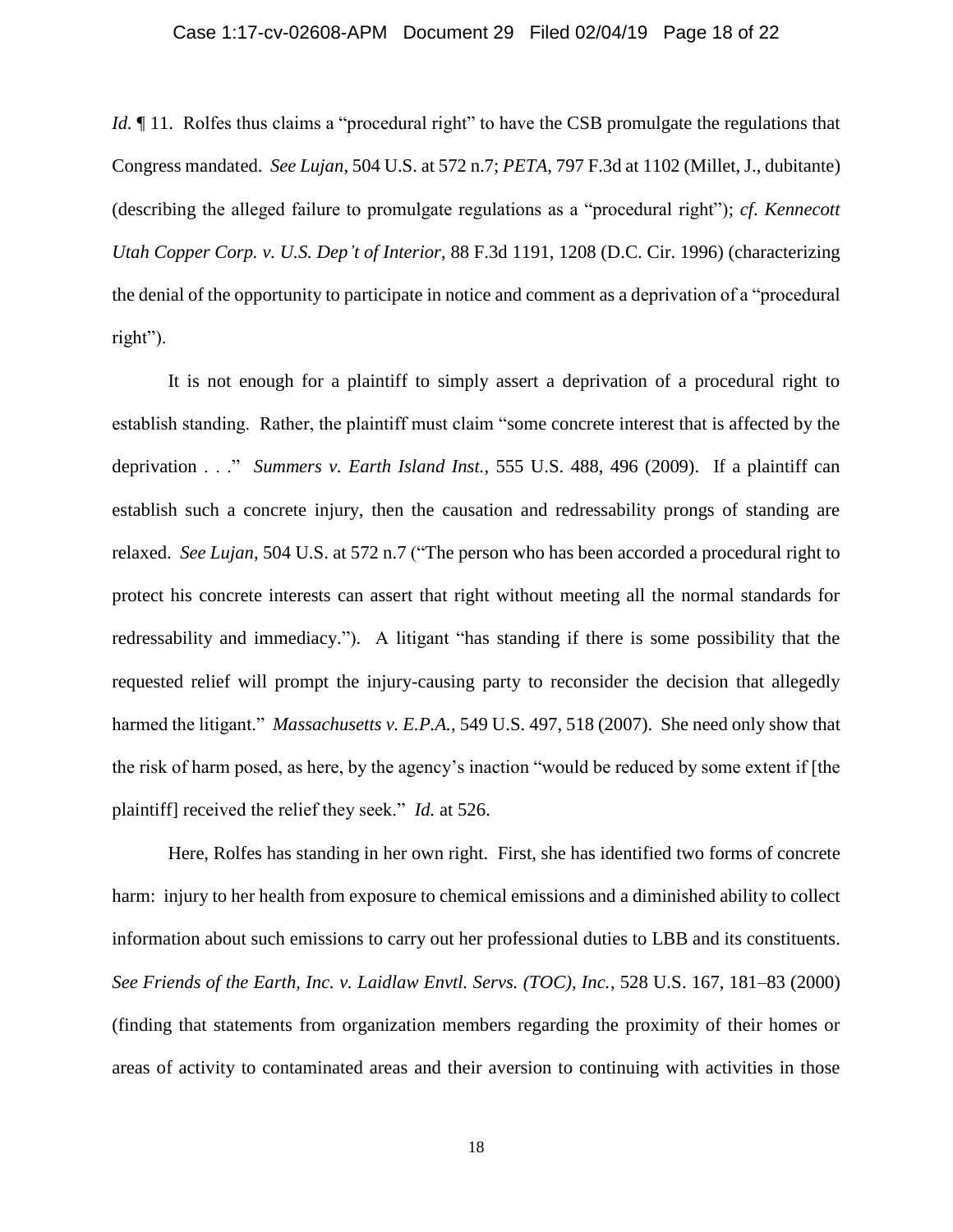*Id.* ¶ 11. Rolfes thus claims a "procedural right" to have the CSB promulgate the regulations that Congress mandated. *See Lujan*, 504 U.S. at 572 n.7; *PETA*, 797 F.3d at 1102 (Millet, J., dubitante) (describing the alleged failure to promulgate regulations as a "procedural right"); *cf. Kennecott Utah Copper Corp. v. U.S. Dep't of Interior*, 88 F.3d 1191, 1208 (D.C. Cir. 1996) (characterizing the denial of the opportunity to participate in notice and comment as a deprivation of a "procedural right").

It is not enough for a plaintiff to simply assert a deprivation of a procedural right to establish standing. Rather, the plaintiff must claim "some concrete interest that is affected by the deprivation . . ." *Summers v. Earth Island Inst.*, 555 U.S. 488, 496 (2009). If a plaintiff can establish such a concrete injury, then the causation and redressability prongs of standing are relaxed. *See Lujan*, 504 U.S. at 572 n.7 ("The person who has been accorded a procedural right to protect his concrete interests can assert that right without meeting all the normal standards for redressability and immediacy."). A litigant "has standing if there is some possibility that the requested relief will prompt the injury-causing party to reconsider the decision that allegedly harmed the litigant." *Massachusetts v. E.P.A.*, 549 U.S. 497, 518 (2007). She need only show that the risk of harm posed, as here, by the agency's inaction "would be reduced by some extent if [the plaintiff] received the relief they seek." *Id.* at 526.

Here, Rolfes has standing in her own right. First, she has identified two forms of concrete harm: injury to her health from exposure to chemical emissions and a diminished ability to collect information about such emissions to carry out her professional duties to LBB and its constituents. *See Friends of the Earth, Inc. v. Laidlaw Envtl. Servs. (TOC), Inc.*, 528 U.S. 167, 181–83 (2000) (finding that statements from organization members regarding the proximity of their homes or areas of activity to contaminated areas and their aversion to continuing with activities in those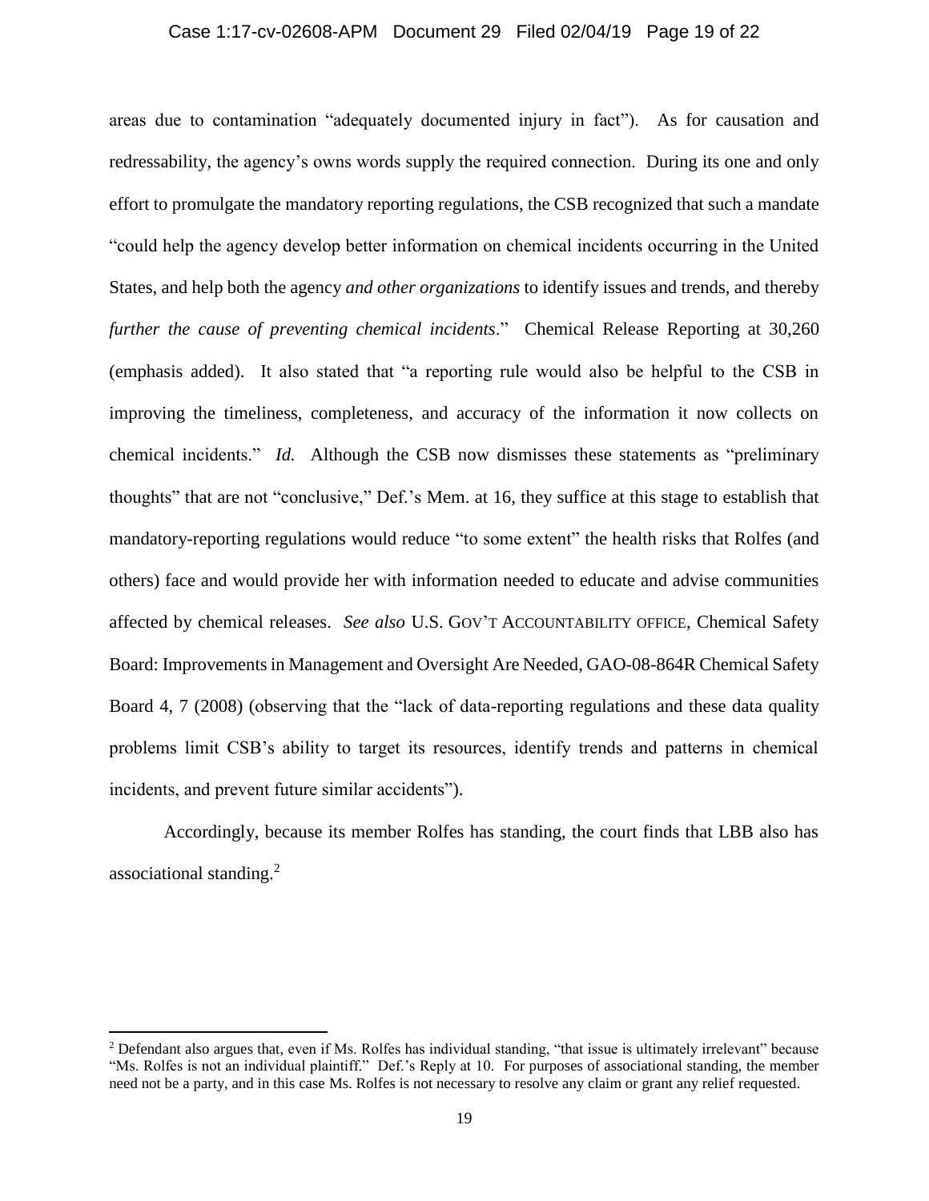areas due to contamination "adequately documented injury in fact"). As for causation and redressability, the agency's owns words supply the required connection. During its one and only effort to promulgate the mandatory reporting regulations, the CSB recognized that such a mandate "could help the agency develop better information on chemical incidents occurring in the United States, and help both the agency *and other organizations* to identify issues and trends, and thereby *further the cause of preventing chemical incidents*." Chemical Release Reporting at 30,260 (emphasis added). It also stated that "a reporting rule would also be helpful to the CSB in improving the timeliness, completeness, and accuracy of the information it now collects on chemical incidents." *Id.* Although the CSB now dismisses these statements as "preliminary thoughts" that are not "conclusive," Def.'s Mem. at 16, they suffice at this stage to establish that mandatory-reporting regulations would reduce "to some extent" the health risks that Rolfes (and others) face and would provide her with information needed to educate and advise communities affected by chemical releases. *See also* U.S. GOV'T ACCOUNTABILITY OFFICE, Chemical Safety Board: Improvements in Management and Oversight Are Needed, GAO-08-864R Chemical Safety Board 4, 7 (2008) (observing that the "lack of data-reporting regulations and these data quality problems limit CSB's ability to target its resources, identify trends and patterns in chemical incidents, and prevent future similar accidents").

Accordingly, because its member Rolfes has standing, the court finds that LBB also has associational standing.[2]

---

[2] Defendant also argues that, even if Ms. Rolfes has individual standing, "that issue is ultimately irrelevant" because "Ms. Rolfes is not an individual plaintiff." Def.'s Reply at 10. For purposes of associational standing, the member need not be a party, and in this case Ms. Rolfes is not necessary to resolve any claim or grant any relief requested.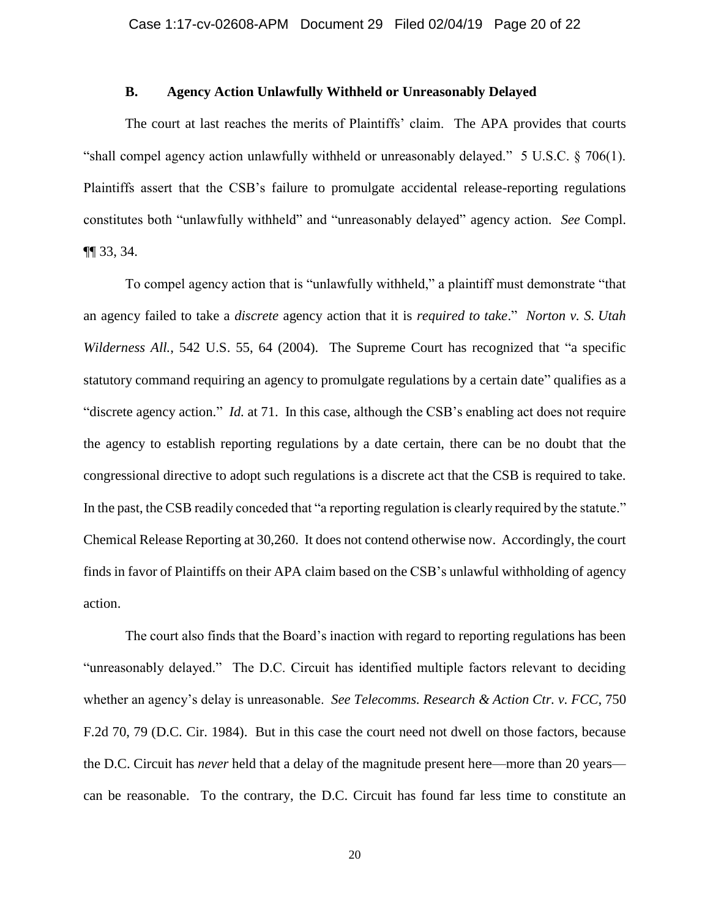### B. Agency Action Unlawfully Withheld or Unreasonably Delayed

The court at last reaches the merits of Plaintiffs' claim. The APA provides that courts "shall compel agency action unlawfully withheld or unreasonably delayed." 5 U.S.C. § 706(1). Plaintiffs assert that the CSB's failure to promulgate accidental release-reporting regulations constitutes both "unlawfully withheld" and "unreasonably delayed" agency action. *See* Compl. ¶¶ 33, 34.

To compel agency action that is "unlawfully withheld," a plaintiff must demonstrate "that an agency failed to take a *discrete* agency action that it is *required to take*." *Norton v. S. Utah Wilderness All.*, 542 U.S. 55, 64 (2004). The Supreme Court has recognized that "a specific statutory command requiring an agency to promulgate regulations by a certain date" qualifies as a "discrete agency action." *Id.* at 71. In this case, although the CSB's enabling act does not require the agency to establish reporting regulations by a date certain, there can be no doubt that the congressional directive to adopt such regulations is a discrete act that the CSB is required to take. In the past, the CSB readily conceded that "a reporting regulation is clearly required by the statute." Chemical Release Reporting at 30,260. It does not contend otherwise now. Accordingly, the court finds in favor of Plaintiffs on their APA claim based on the CSB's unlawful withholding of agency action.

The court also finds that the Board's inaction with regard to reporting regulations has been "unreasonably delayed." The D.C. Circuit has identified multiple factors relevant to deciding whether an agency's delay is unreasonable. *See Telecomms. Research & Action Ctr. v. FCC*, 750 F.2d 70, 79 (D.C. Cir. 1984). But in this case the court need not dwell on those factors, because the D.C. Circuit has *never* held that a delay of the magnitude present here—more than 20 years—can be reasonable. To the contrary, the D.C. Circuit has found far less time to constitute an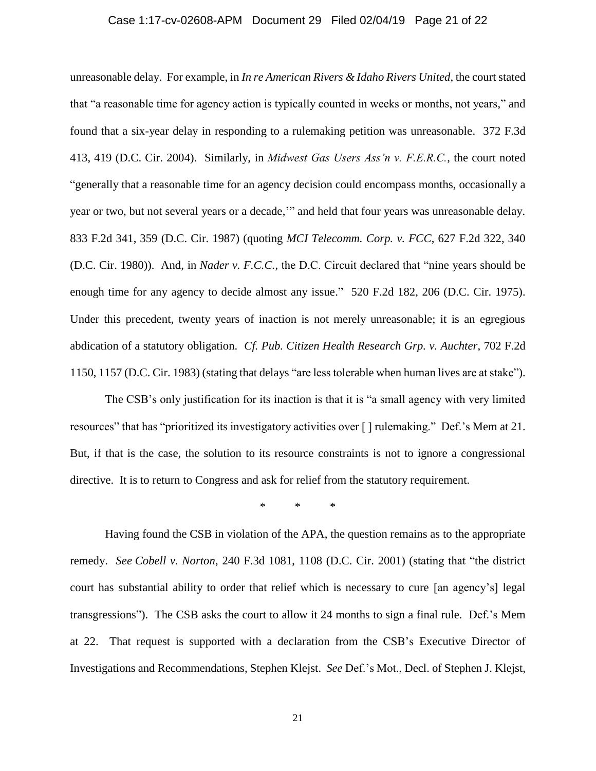unreasonable delay. For example, in *In re American Rivers & Idaho Rivers United*, the court stated that "a reasonable time for agency action is typically counted in weeks or months, not years," and found that a six-year delay in responding to a rulemaking petition was unreasonable. 372 F.3d 413, 419 (D.C. Cir. 2004). Similarly, in *Midwest Gas Users Ass'n v. F.E.R.C.*, the court noted "generally that a reasonable time for an agency decision could encompass months, occasionally a year or two, but not several years or a decade,'" and held that four years was unreasonable delay. 833 F.2d 341, 359 (D.C. Cir. 1987) (quoting *MCI Telecomm. Corp. v. FCC*, 627 F.2d 322, 340 (D.C. Cir. 1980)). And, in *Nader v. F.C.C.*, the D.C. Circuit declared that "nine years should be enough time for any agency to decide almost any issue." 520 F.2d 182, 206 (D.C. Cir. 1975). Under this precedent, twenty years of inaction is not merely unreasonable; it is an egregious abdication of a statutory obligation. *Cf. Pub. Citizen Health Research Grp. v. Auchter*, 702 F.2d 1150, 1157 (D.C. Cir. 1983) (stating that delays "are less tolerable when human lives are at stake").

The CSB's only justification for its inaction is that it is "a small agency with very limited resources" that has "prioritized its investigatory activities over [ ] rulemaking." Def.'s Mem at 21. But, if that is the case, the solution to its resource constraints is not to ignore a congressional directive. It is to return to Congress and ask for relief from the statutory requirement.

\* \* \*

Having found the CSB in violation of the APA, the question remains as to the appropriate remedy. *See Cobell v. Norton*, 240 F.3d 1081, 1108 (D.C. Cir. 2001) (stating that "the district court has substantial ability to order that relief which is necessary to cure [an agency's] legal transgressions"). The CSB asks the court to allow it 24 months to sign a final rule. Def.'s Mem at 22. That request is supported with a declaration from the CSB's Executive Director of Investigations and Recommendations, Stephen Klejst. *See* Def.'s Mot., Decl. of Stephen J. Klejst,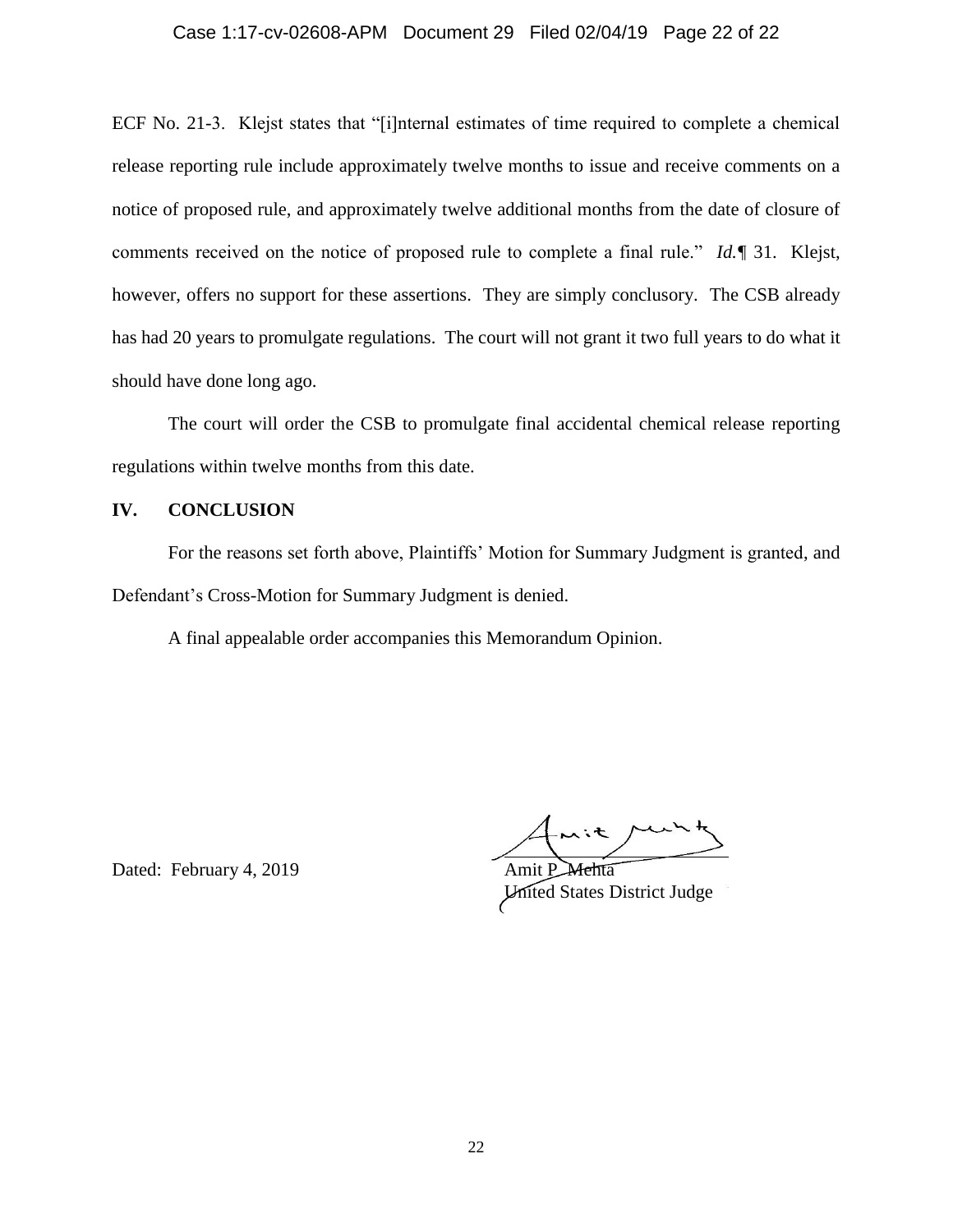ECF No. 21-3. Klejst states that "[i]nternal estimates of time required to complete a chemical release reporting rule include approximately twelve months to issue and receive comments on a notice of proposed rule, and approximately twelve additional months from the date of closure of comments received on the notice of proposed rule to complete a final rule." *Id.*¶ 31. Klejst, however, offers no support for these assertions. They are simply conclusory. The CSB already has had 20 years to promulgate regulations. The court will not grant it two full years to do what it should have done long ago.

The court will order the CSB to promulgate final accidental chemical release reporting regulations within twelve months from this date.

## IV. CONCLUSION

For the reasons set forth above, Plaintiffs' Motion for Summary Judgment is granted, and Defendant's Cross-Motion for Summary Judgment is denied.

A final appealable order accompanies this Memorandum Opinion.

Dated: February 4, 2019

Amit P. Mehta
United States District Judge